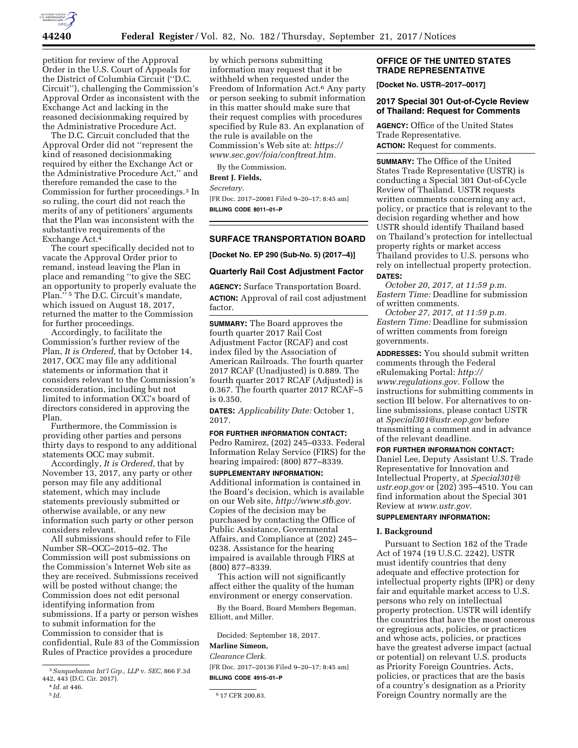petition for review of the Approval Order in the U.S. Court of Appeals for the District of Columbia Circuit (''D.C. Circuit''), challenging the Commission's Approval Order as inconsistent with the Exchange Act and lacking in the reasoned decisionmaking required by the Administrative Procedure Act.

The D.C. Circuit concluded that the Approval Order did not ''represent the kind of reasoned decisionmaking required by either the Exchange Act or the Administrative Procedure Act,'' and therefore remanded the case to the Commission for further proceedings.[3] In so ruling, the court did not reach the merits of any of petitioners' arguments that the Plan was inconsistent with the substantive requirements of the Exchange Act.[4]

The court specifically decided not to vacate the Approval Order prior to remand, instead leaving the Plan in place and remanding ''to give the SEC an opportunity to properly evaluate the Plan.''[5] The D.C. Circuit's mandate, which issued on August 18, 2017, returned the matter to the Commission for further proceedings.

Accordingly, to facilitate the Commission's further review of the Plan, *It is Ordered,* that by October 14, 2017, OCC may file any additional statements or information that it considers relevant to the Commission's reconsideration, including but not limited to information OCC's board of directors considered in approving the Plan.

Furthermore, the Commission is providing other parties and persons thirty days to respond to any additional statements OCC may submit.

Accordingly, *It is Ordered,* that by November 13, 2017, any party or other person may file any additional statement, which may include statements previously submitted or otherwise available, or any new information such party or other person considers relevant.

All submissions should refer to File Number SR–OCC–2015–02. The Commission will post submissions on the Commission's Internet Web site as they are received. Submissions received will be posted without change; the Commission does not edit personal identifying information from submissions. If a party or person wishes to submit information for the Commission to consider that is confidential, Rule 83 of the Commission Rules of Practice provides a procedure by which persons submitting information may request that it be withheld when requested under the Freedom of Information Act.[6] Any party or person seeking to submit information in this matter should make sure that their request complies with procedures specified by Rule 83. An explanation of the rule is available on the Commission's Web site at: *https://www.sec.gov/foia/conftreat.htm.*

By the Commission.

**Brent J. Fields,**

*Secretary.*

[FR Doc. 2017–20081 Filed 9–20–17; 8:45 am]

**BILLING CODE 8011–01–P**

[3] *Susquehanna Int'l Grp., LLP* v. *SEC,* 866 F.3d 442, 443 (D.C. Cir. 2017).

[4] *Id.* at 446.

[5] *Id.*

[6] 17 CFR 200.83.

## SURFACE TRANSPORTATION BOARD

**[Docket No. EP 290 (Sub-No. 5) (2017–4)]**

### Quarterly Rail Cost Adjustment Factor

**AGENCY:** Surface Transportation Board.

**ACTION:** Approval of rail cost adjustment factor.

**SUMMARY:** The Board approves the fourth quarter 2017 Rail Cost Adjustment Factor (RCAF) and cost index filed by the Association of American Railroads. The fourth quarter 2017 RCAF (Unadjusted) is 0.889. The fourth quarter 2017 RCAF (Adjusted) is 0.367. The fourth quarter 2017 RCAF–5 is 0.350.

**DATES:** *Applicability Date:* October 1, 2017.

**FOR FURTHER INFORMATION CONTACT:** Pedro Ramirez, (202) 245–0333. Federal Information Relay Service (FIRS) for the hearing impaired: (800) 877–8339.

**SUPPLEMENTARY INFORMATION:** Additional information is contained in the Board's decision, which is available on our Web site, *http://www.stb.gov.* Copies of the decision may be purchased by contacting the Office of Public Assistance, Governmental Affairs, and Compliance at (202) 245–0238. Assistance for the hearing impaired is available through FIRS at (800) 877–8339.

This action will not significantly affect either the quality of the human environment or energy conservation.

By the Board, Board Members Begeman, Elliott, and Miller.

Decided: September 18, 2017.

**Marline Simeon,**

*Clearance Clerk.*

[FR Doc. 2017–20136 Filed 9–20–17; 8:45 am]

**BILLING CODE 4915–01–P**

## OFFICE OF THE UNITED STATES TRADE REPRESENTATIVE

**[Docket No. USTR–2017–0017]**

### 2017 Special 301 Out-of-Cycle Review of Thailand: Request for Comments

**AGENCY:** Office of the United States Trade Representative.

**ACTION:** Request for comments.

**SUMMARY:** The Office of the United States Trade Representative (USTR) is conducting a Special 301 Out-of-Cycle Review of Thailand. USTR requests written comments concerning any act, policy, or practice that is relevant to the decision regarding whether and how USTR should identify Thailand based on Thailand's protection for intellectual property rights or market access Thailand provides to U.S. persons who rely on intellectual property protection.

**DATES:**

*October 20, 2017, at 11:59 p.m. Eastern Time:* Deadline for submission of written comments.

*October 27, 2017, at 11:59 p.m. Eastern Time:* Deadline for submission of written comments from foreign governments.

**ADDRESSES:** You should submit written comments through the Federal eRulemaking Portal: *http://www.regulations.gov.* Follow the instructions for submitting comments in section III below. For alternatives to on-line submissions, please contact USTR at *Special301@ustr.eop.gov* before transmitting a comment and in advance of the relevant deadline.

**FOR FURTHER INFORMATION CONTACT:** Daniel Lee, Deputy Assistant U.S. Trade Representative for Innovation and Intellectual Property, at *Special301@ustr.eop.gov* or (202) 395–4510. You can find information about the Special 301 Review at *www.ustr.gov.*

**SUPPLEMENTARY INFORMATION:**

#### I. Background

Pursuant to Section 182 of the Trade Act of 1974 (19 U.S.C. 2242), USTR must identify countries that deny adequate and effective protection for intellectual property rights (IPR) or deny fair and equitable market access to U.S. persons who rely on intellectual property protection. USTR will identify the countries that have the most onerous or egregious acts, policies, or practices and whose acts, policies, or practices have the greatest adverse impact (actual or potential) on relevant U.S. products as Priority Foreign Countries. Acts, policies, or practices that are the basis of a country's designation as a Priority Foreign Country normally are the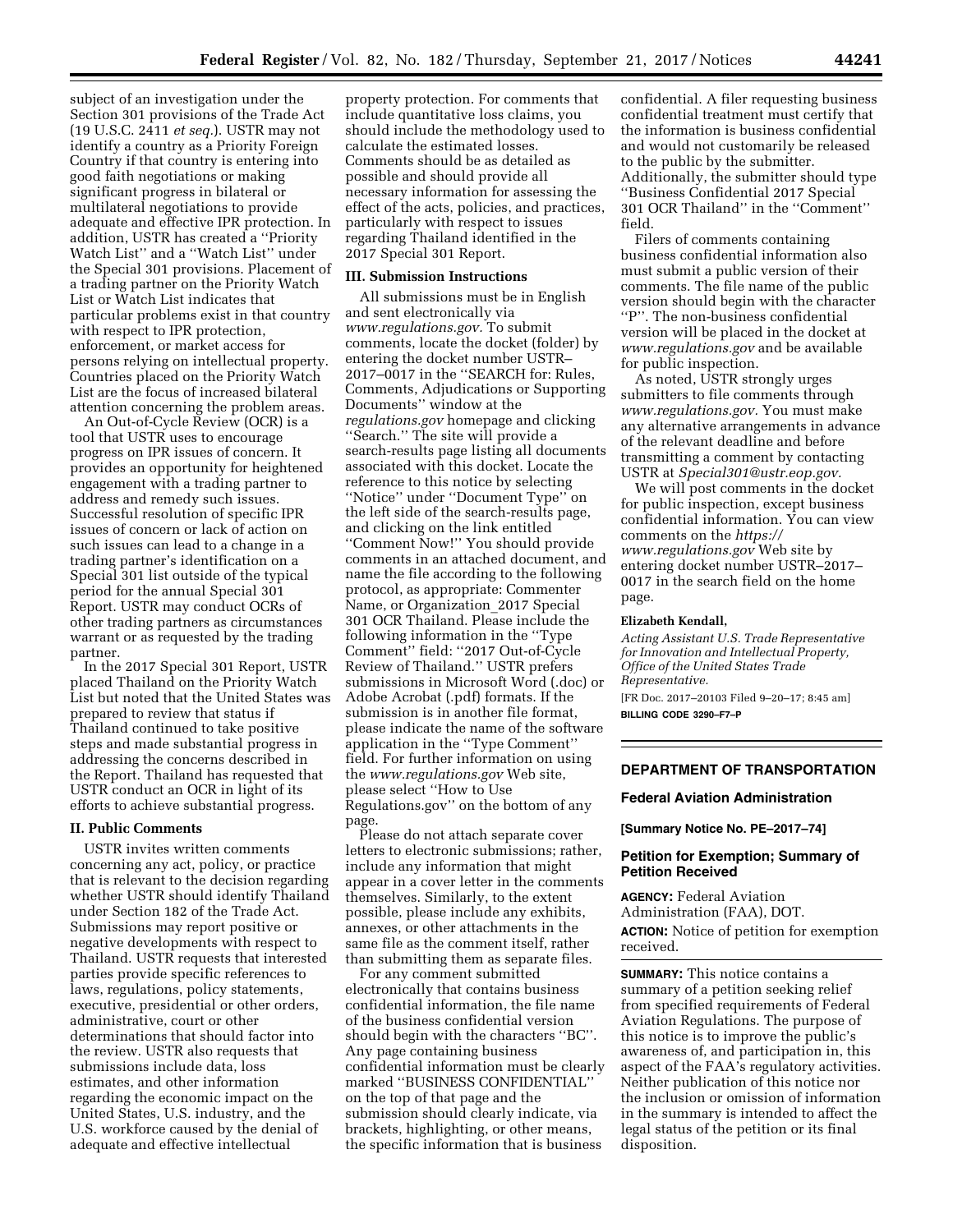subject of an investigation under the Section 301 provisions of the Trade Act (19 U.S.C. 2411 *et seq.*). USTR may not identify a country as a Priority Foreign Country if that country is entering into good faith negotiations or making significant progress in bilateral or multilateral negotiations to provide adequate and effective IPR protection. In addition, USTR has created a ''Priority Watch List'' and a ''Watch List'' under the Special 301 provisions. Placement of a trading partner on the Priority Watch List or Watch List indicates that particular problems exist in that country with respect to IPR protection, enforcement, or market access for persons relying on intellectual property. Countries placed on the Priority Watch List are the focus of increased bilateral attention concerning the problem areas.

An Out-of-Cycle Review (OCR) is a tool that USTR uses to encourage progress on IPR issues of concern. It provides an opportunity for heightened engagement with a trading partner to address and remedy such issues. Successful resolution of specific IPR issues of concern or lack of action on such issues can lead to a change in a trading partner's identification on a Special 301 list outside of the typical period for the annual Special 301 Report. USTR may conduct OCRs of other trading partners as circumstances warrant or as requested by the trading partner.

In the 2017 Special 301 Report, USTR placed Thailand on the Priority Watch List but noted that the United States was prepared to review that status if Thailand continued to take positive steps and made substantial progress in addressing the concerns described in the Report. Thailand has requested that USTR conduct an OCR in light of its efforts to achieve substantial progress.

## II. Public Comments

USTR invites written comments concerning any act, policy, or practice that is relevant to the decision regarding whether USTR should identify Thailand under Section 182 of the Trade Act. Submissions may report positive or negative developments with respect to Thailand. USTR requests that interested parties provide specific references to laws, regulations, policy statements, executive, presidential or other orders, administrative, court or other determinations that should factor into the review. USTR also requests that submissions include data, loss estimates, and other information regarding the economic impact on the United States, U.S. industry, and the U.S. workforce caused by the denial of adequate and effective intellectual property protection. For comments that include quantitative loss claims, you should include the methodology used to calculate the estimated losses. Comments should be as detailed as possible and should provide all necessary information for assessing the effect of the acts, policies, and practices, particularly with respect to issues regarding Thailand identified in the 2017 Special 301 Report.

## III. Submission Instructions

All submissions must be in English and sent electronically via *www.regulations.gov.* To submit comments, locate the docket (folder) by entering the docket number USTR–2017–0017 in the ''SEARCH for: Rules, Comments, Adjudications or Supporting Documents'' window at the *regulations.gov* homepage and clicking ''Search.'' The site will provide a search-results page listing all documents associated with this docket. Locate the reference to this notice by selecting ''Notice'' under ''Document Type'' on the left side of the search-results page, and clicking on the link entitled ''Comment Now!'' You should provide comments in an attached document, and name the file according to the following protocol, as appropriate: Commenter Name, or Organization_2017 Special 301 OCR Thailand. Please include the following information in the ''Type Comment'' field: ''2017 Out-of-Cycle Review of Thailand.'' USTR prefers submissions in Microsoft Word (.doc) or Adobe Acrobat (.pdf) formats. If the submission is in another file format, please indicate the name of the software application in the ''Type Comment'' field. For further information on using the *www.regulations.gov* Web site, please select ''How to Use Regulations.gov'' on the bottom of any page.

Please do not attach separate cover letters to electronic submissions; rather, include any information that might appear in a cover letter in the comments themselves. Similarly, to the extent possible, please include any exhibits, annexes, or other attachments in the same file as the comment itself, rather than submitting them as separate files.

For any comment submitted electronically that contains business confidential information, the file name of the business confidential version should begin with the characters ''BC''. Any page containing business confidential information must be clearly marked ''BUSINESS CONFIDENTIAL'' on the top of that page and the submission should clearly indicate, via brackets, highlighting, or other means, the specific information that is business confidential. A filer requesting business confidential treatment must certify that the information is business confidential and would not customarily be released to the public by the submitter. Additionally, the submitter should type ''Business Confidential 2017 Special 301 OCR Thailand'' in the ''Comment'' field.

Filers of comments containing business confidential information also must submit a public version of their comments. The file name of the public version should begin with the character ''P''. The non-business confidential version will be placed in the docket at *www.regulations.gov* and be available for public inspection.

As noted, USTR strongly urges submitters to file comments through *www.regulations.gov.* You must make any alternative arrangements in advance of the relevant deadline and before transmitting a comment by contacting USTR at *Special301@ustr.eop.gov.*

We will post comments in the docket for public inspection, except business confidential information. You can view comments on the *https://www.regulations.gov* Web site by entering docket number USTR–2017–0017 in the search field on the home page.

**Elizabeth Kendall,**

*Acting Assistant U.S. Trade Representative for Innovation and Intellectual Property, Office of the United States Trade Representative.*

[FR Doc. 2017–20103 Filed 9–20–17; 8:45 am]

**BILLING CODE 3290–F7–P**

# DEPARTMENT OF TRANSPORTATION

## Federal Aviation Administration

**[Summary Notice No. PE–2017–74]**

## Petition for Exemption; Summary of Petition Received

**AGENCY:** Federal Aviation Administration (FAA), DOT.

**ACTION:** Notice of petition for exemption received.

**SUMMARY:** This notice contains a summary of a petition seeking relief from specified requirements of Federal Aviation Regulations. The purpose of this notice is to improve the public's awareness of, and participation in, this aspect of the FAA's regulatory activities. Neither publication of this notice nor the inclusion or omission of information in the summary is intended to affect the legal status of the petition or its final disposition.